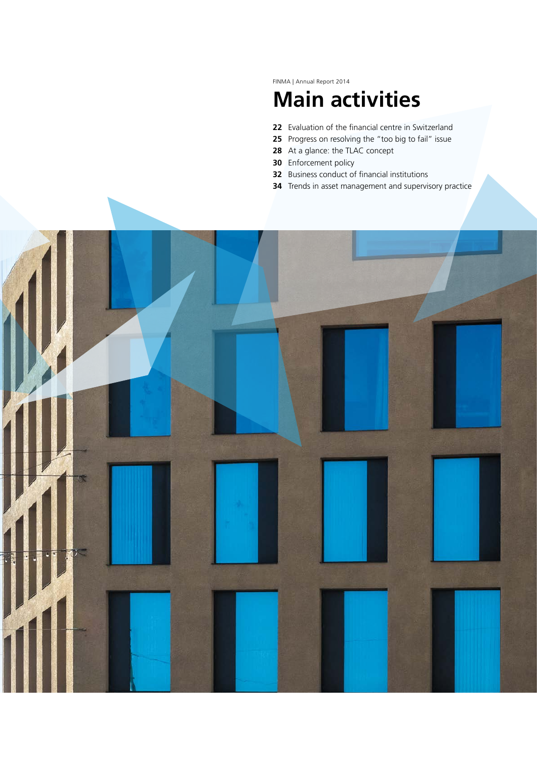FINMA | Annual Report 2014

# Main activities

**22** Evaluation of the financial centre in Switzerland
**25** Progress on resolving the "too big to fail" issue
**28** At a glance: the TLAC concept
**30** Enforcement policy
**32** Business conduct of financial institutions
**34** Trends in asset management and supervisory practice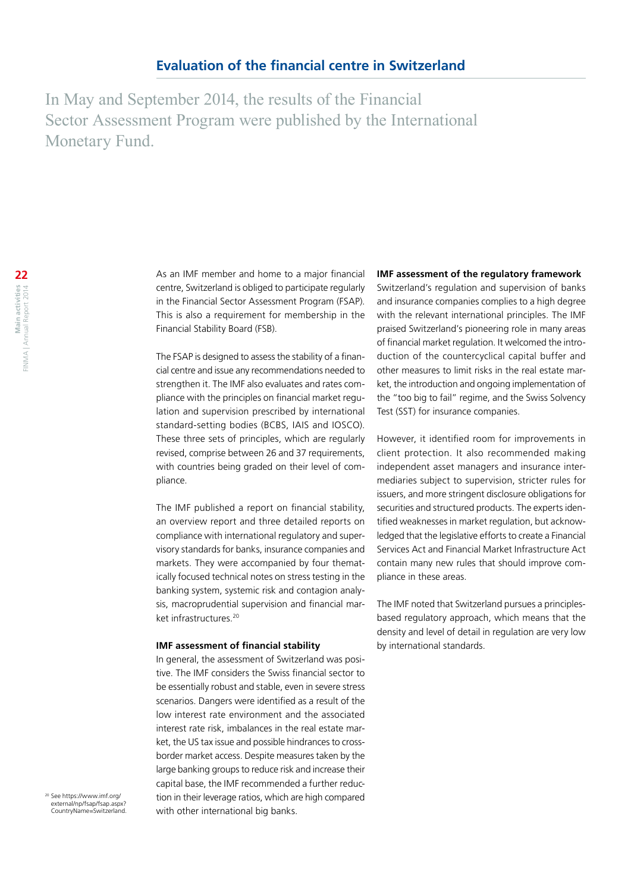## Evaluation of the financial centre in Switzerland

In May and September 2014, the results of the Financial Sector Assessment Program were published by the International Monetary Fund.

As an IMF member and home to a major financial centre, Switzerland is obliged to participate regularly in the Financial Sector Assessment Program (FSAP). This is also a requirement for membership in the Financial Stability Board (FSB).

The FSAP is designed to assess the stability of a financial centre and issue any recommendations needed to strengthen it. The IMF also evaluates and rates compliance with the principles on financial market regulation and supervision prescribed by international standard-setting bodies (BCBS, IAIS and IOSCO). These three sets of principles, which are regularly revised, comprise between 26 and 37 requirements, with countries being graded on their level of compliance.

The IMF published a report on financial stability, an overview report and three detailed reports on compliance with international regulatory and supervisory standards for banks, insurance companies and markets. They were accompanied by four thematically focused technical notes on stress testing in the banking system, systemic risk and contagion analysis, macroprudential supervision and financial market infrastructures.[20]

### IMF assessment of financial stability

In general, the assessment of Switzerland was positive. The IMF considers the Swiss financial sector to be essentially robust and stable, even in severe stress scenarios. Dangers were identified as a result of the low interest rate environment and the associated interest rate risk, imbalances in the real estate market, the US tax issue and possible hindrances to cross-border market access. Despite measures taken by the large banking groups to reduce risk and increase their capital base, the IMF recommended a further reduction in their leverage ratios, which are high compared with other international big banks.

### IMF assessment of the regulatory framework

Switzerland's regulation and supervision of banks and insurance companies complies to a high degree with the relevant international principles. The IMF praised Switzerland's pioneering role in many areas of financial market regulation. It welcomed the introduction of the countercyclical capital buffer and other measures to limit risks in the real estate market, the introduction and ongoing implementation of the "too big to fail" regime, and the Swiss Solvency Test (SST) for insurance companies.

However, it identified room for improvements in client protection. It also recommended making independent asset managers and insurance intermediaries subject to supervision, stricter rules for issuers, and more stringent disclosure obligations for securities and structured products. The experts identified weaknesses in market regulation, but acknowledged that the legislative efforts to create a Financial Services Act and Financial Market Infrastructure Act contain many new rules that should improve compliance in these areas.

The IMF noted that Switzerland pursues a principles-based regulatory approach, which means that the density and level of detail in regulation are very low by international standards.

[20] See https://www.imf.org/external/np/fsap/fsap.aspx?CountryName=Switzerland.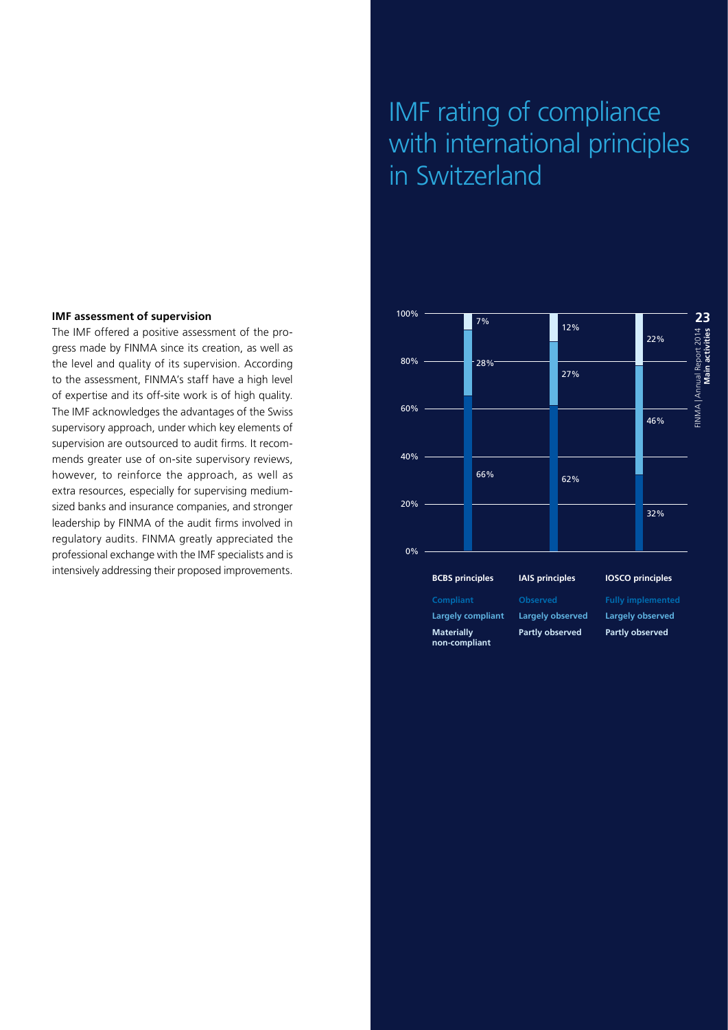### IMF assessment of supervision

The IMF offered a positive assessment of the progress made by FINMA since its creation, as well as the level and quality of its supervision. According to the assessment, FINMA's staff have a high level of expertise and its off-site work is of high quality. The IMF acknowledges the advantages of the Swiss supervisory approach, under which key elements of supervision are outsourced to audit firms. It recommends greater use of on-site supervisory reviews, however, to reinforce the approach, as well as extra resources, especially for supervising medium-sized banks and insurance companies, and stronger leadership by FINMA of the audit firms involved in regulatory audits. FINMA greatly appreciated the professional exchange with the IMF specialists and is intensively addressing their proposed improvements.

## IMF rating of compliance with international principles in Switzerland

| | BCBS principles | IAIS principles | IOSCO principles |
|---|---|---|---|
| Top category | Compliant: 7% | Observed: 12% | Fully implemented: 22% |
| Middle category | Largely compliant: 28% | Largely observed: 27% | Largely observed: 46% |
| Bottom category | Materially non-compliant: 66% | Partly observed: 62% | Partly observed: 32% |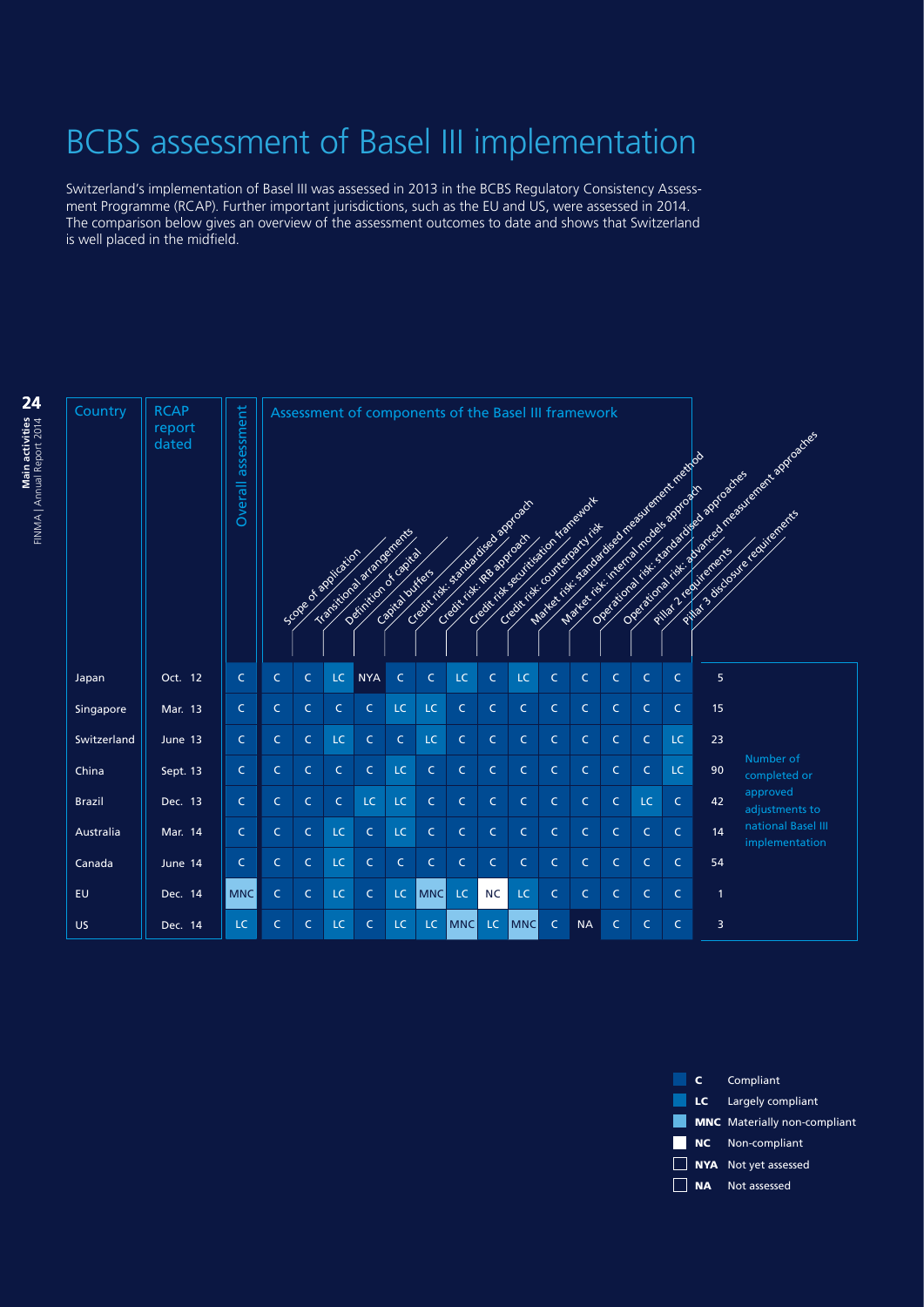# BCBS assessment of Basel III implementation

Switzerland's implementation of Basel III was assessed in 2013 in the BCBS Regulatory Consistency Assessment Programme (RCAP). Further important jurisdictions, such as the EU and US, were assessed in 2014. The comparison below gives an overview of the assessment outcomes to date and shows that Switzerland is well placed in the midfield.

| Country | RCAP report dated | Overall assessment | Scope of application | Transitional arrangements | Definition of capital | Capital buffers | Credit risk: standardised approach | Credit risk: IRB approach | Credit risk securitisation framework | Credit risk: counterparty risk | Market risk: standardised measurement method | Market risk: internal models approach | Operational risk: standardised approaches | Operational risk: advanced measurement approaches | Pillar 2 requirements | Pillar 3 disclosure requirements | Number of completed or approved adjustments to national Basel III implementation |
|---|---|---|---|---|---|---|---|---|---|---|---|---|---|---|---|---|---|
| Japan | Oct. 12 | C | C | C | LC | NYA | C | C | LC | C | LC | C | C | C | C | C | 5 |
| Singapore | Mar. 13 | C | C | C | C | C | LC | LC | C | C | C | C | C | C | C | C | 15 |
| Switzerland | June 13 | C | C | C | LC | C | C | LC | C | C | C | C | C | C | C | LC | 23 |
| China | Sept. 13 | C | C | C | C | C | LC | C | C | C | C | C | C | C | C | LC | 90 |
| Brazil | Dec. 13 | C | C | C | C | LC | LC | C | C | C | C | C | C | C | LC | C | 42 |
| Australia | Mar. 14 | C | C | C | LC | C | LC | C | C | C | C | C | C | C | C | C | 14 |
| Canada | June 14 | C | C | C | LC | C | C | C | C | C | C | C | C | C | C | C | 54 |
| EU | Dec. 14 | MNC | C | C | LC | C | LC | MNC | LC | NC | LC | C | C | C | C | C | 1 |
| US | Dec. 14 | LC | C | C | LC | C | LC | LC | MNC | LC | MNC | C | NA | C | C | C | 3 |

- **C** Compliant
- **LC** Largely compliant
- **MNC** Materially non-compliant
- **NC** Non-compliant
- **NYA** Not yet assessed
- **NA** Not assessed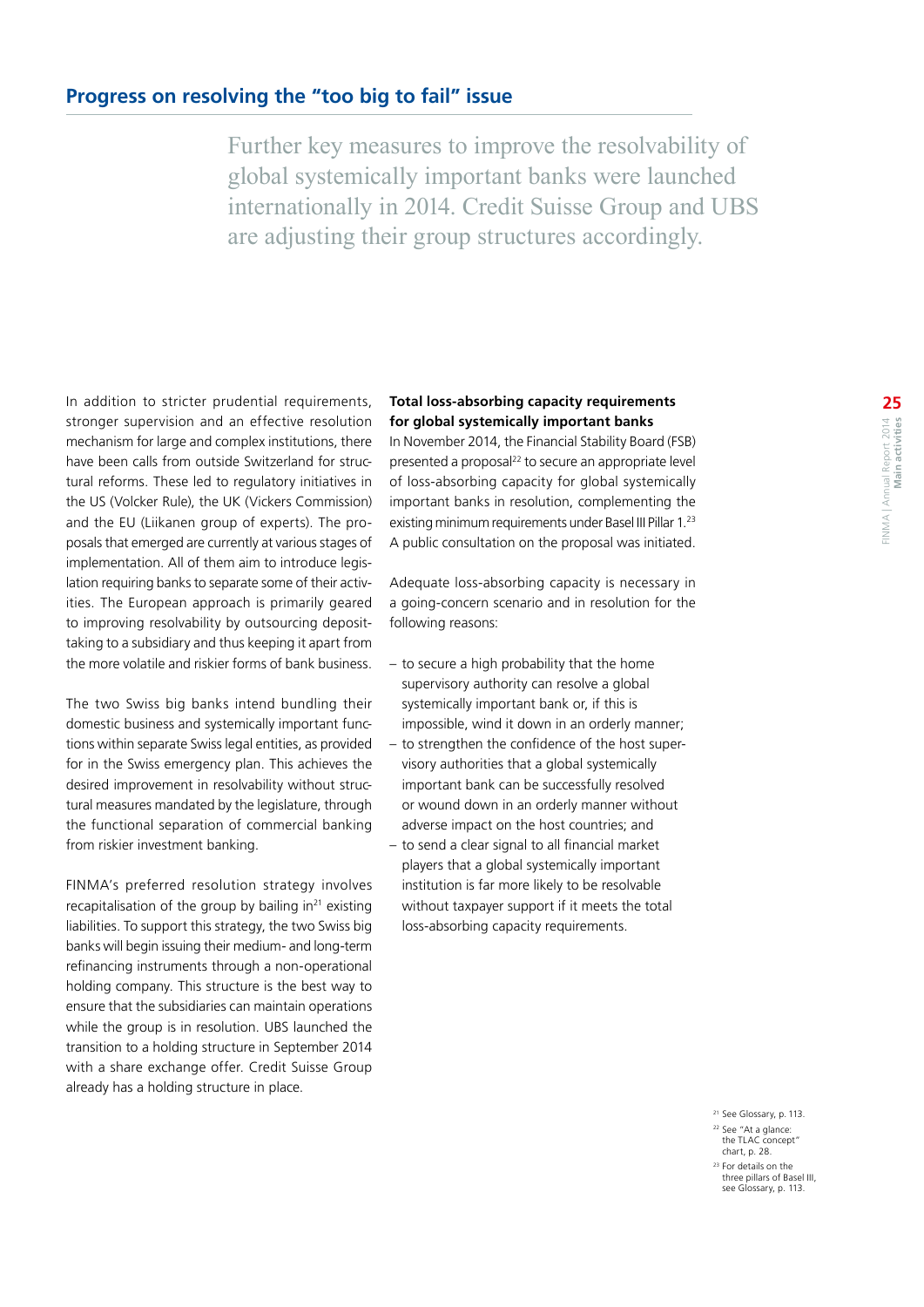## Progress on resolving the "too big to fail" issue

Further key measures to improve the resolvability of global systemically important banks were launched internationally in 2014. Credit Suisse Group and UBS are adjusting their group structures accordingly.

In addition to stricter prudential requirements, stronger supervision and an effective resolution mechanism for large and complex institutions, there have been calls from outside Switzerland for structural reforms. These led to regulatory initiatives in the US (Volcker Rule), the UK (Vickers Commission) and the EU (Liikanen group of experts). The proposals that emerged are currently at various stages of implementation. All of them aim to introduce legislation requiring banks to separate some of their activities. The European approach is primarily geared to improving resolvability by outsourcing deposit-taking to a subsidiary and thus keeping it apart from the more volatile and riskier forms of bank business.

The two Swiss big banks intend bundling their domestic business and systemically important functions within separate Swiss legal entities, as provided for in the Swiss emergency plan. This achieves the desired improvement in resolvability without structural measures mandated by the legislature, through the functional separation of commercial banking from riskier investment banking.

FINMA's preferred resolution strategy involves recapitalisation of the group by bailing in[21] existing liabilities. To support this strategy, the two Swiss big banks will begin issuing their medium- and long-term refinancing instruments through a non-operational holding company. This structure is the best way to ensure that the subsidiaries can maintain operations while the group is in resolution. UBS launched the transition to a holding structure in September 2014 with a share exchange offer. Credit Suisse Group already has a holding structure in place.

### Total loss-absorbing capacity requirements for global systemically important banks

In November 2014, the Financial Stability Board (FSB) presented a proposal[22] to secure an appropriate level of loss-absorbing capacity for global systemically important banks in resolution, complementing the existing minimum requirements under Basel III Pillar 1.[23] A public consultation on the proposal was initiated.

Adequate loss-absorbing capacity is necessary in a going-concern scenario and in resolution for the following reasons:

- to secure a high probability that the home supervisory authority can resolve a global systemically important bank or, if this is impossible, wind it down in an orderly manner;
- to strengthen the confidence of the host supervisory authorities that a global systemically important bank can be successfully resolved or wound down in an orderly manner without adverse impact on the host countries; and
- to send a clear signal to all financial market players that a global systemically important institution is far more likely to be resolvable without taxpayer support if it meets the total loss-absorbing capacity requirements.

[21] See Glossary, p. 113.

[22] See "At a glance: the TLAC concept" chart, p. 28.

[23] For details on the three pillars of Basel III, see Glossary, p. 113.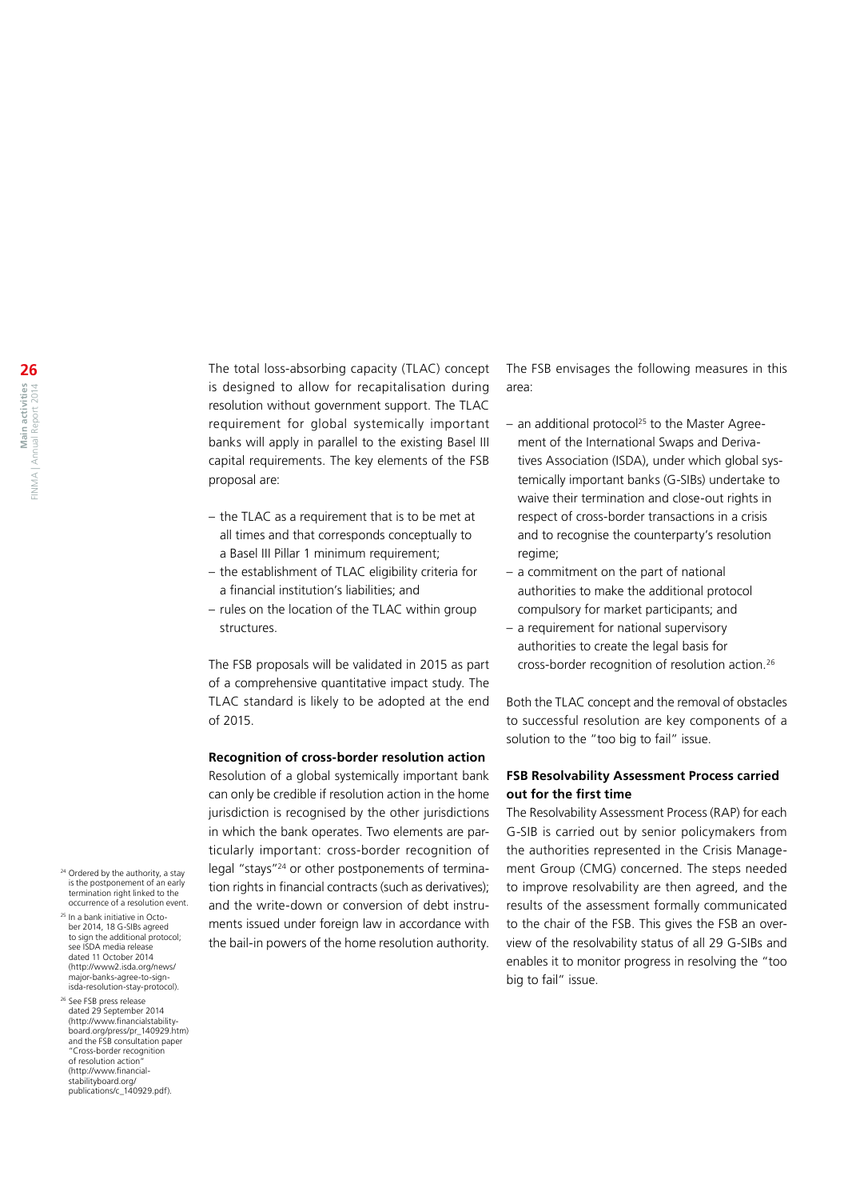The total loss-absorbing capacity (TLAC) concept is designed to allow for recapitalisation during resolution without government support. The TLAC requirement for global systemically important banks will apply in parallel to the existing Basel III capital requirements. The key elements of the FSB proposal are:

- the TLAC as a requirement that is to be met at all times and that corresponds conceptually to a Basel III Pillar 1 minimum requirement;
- the establishment of TLAC eligibility criteria for a financial institution's liabilities; and
- rules on the location of the TLAC within group structures.

The FSB proposals will be validated in 2015 as part of a comprehensive quantitative impact study. The TLAC standard is likely to be adopted at the end of 2015.

**Recognition of cross-border resolution action**

Resolution of a global systemically important bank can only be credible if resolution action in the home jurisdiction is recognised by the other jurisdictions in which the bank operates. Two elements are particularly important: cross-border recognition of legal "stays"[24] or other postponements of termination rights in financial contracts (such as derivatives); and the write-down or conversion of debt instruments issued under foreign law in accordance with the bail-in powers of the home resolution authority.

The FSB envisages the following measures in this area:

- an additional protocol[25] to the Master Agreement of the International Swaps and Derivatives Association (ISDA), under which global systemically important banks (G-SIBs) undertake to waive their termination and close-out rights in respect of cross-border transactions in a crisis and to recognise the counterparty's resolution regime;
- a commitment on the part of national authorities to make the additional protocol compulsory for market participants; and
- a requirement for national supervisory authorities to create the legal basis for cross-border recognition of resolution action.[26]

Both the TLAC concept and the removal of obstacles to successful resolution are key components of a solution to the "too big to fail" issue.

**FSB Resolvability Assessment Process carried out for the first time**

The Resolvability Assessment Process (RAP) for each G-SIB is carried out by senior policymakers from the authorities represented in the Crisis Management Group (CMG) concerned. The steps needed to improve resolvability are then agreed, and the results of the assessment formally communicated to the chair of the FSB. This gives the FSB an overview of the resolvability status of all 29 G-SIBs and enables it to monitor progress in resolving the "too big to fail" issue.

[24] Ordered by the authority, a stay is the postponement of an early termination right linked to the occurrence of a resolution event.

[25] In a bank initiative in October 2014, 18 G-SIBs agreed to sign the additional protocol; see ISDA media release dated 11 October 2014 (http://www2.isda.org/news/major-banks-agree-to-sign-isda-resolution-stay-protocol).

[26] See FSB press release dated 29 September 2014 (http://www.financialstabilityboard.org/press/pr_140929.htm) and the FSB consultation paper "Cross-border recognition of resolution action" (http://www.financialstabilityboard.org/publications/c_140929.pdf).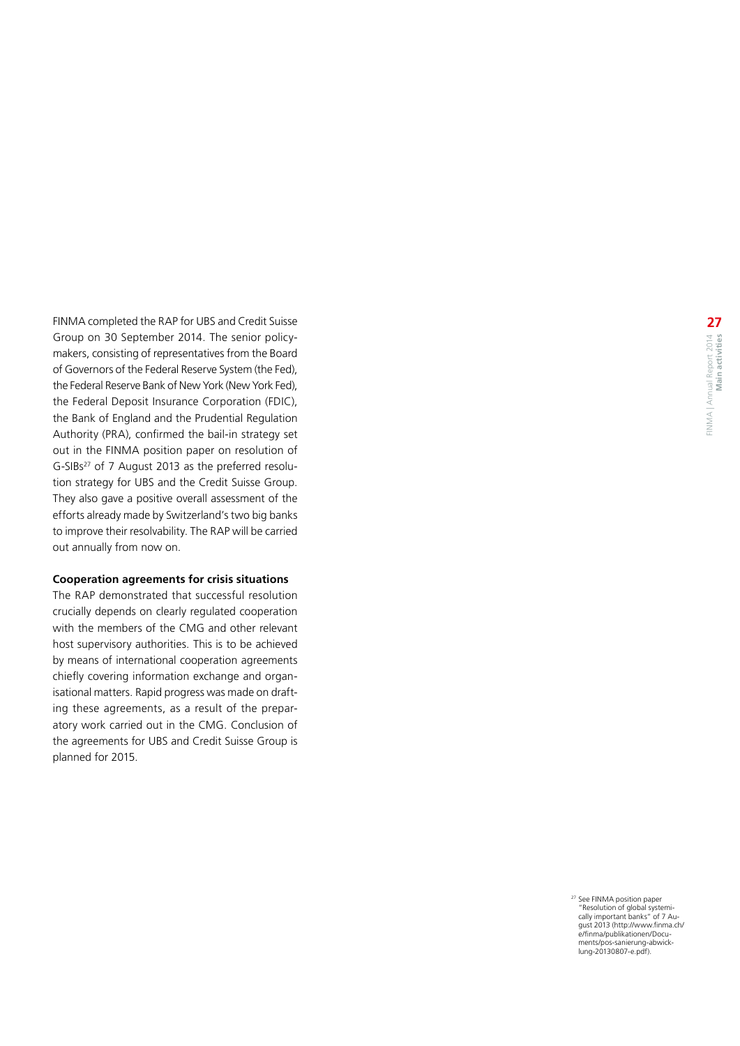FINMA completed the RAP for UBS and Credit Suisse Group on 30 September 2014. The senior policy-makers, consisting of representatives from the Board of Governors of the Federal Reserve System (the Fed), the Federal Reserve Bank of New York (New York Fed), the Federal Deposit Insurance Corporation (FDIC), the Bank of England and the Prudential Regulation Authority (PRA), confirmed the bail-in strategy set out in the FINMA position paper on resolution of G-SIBs[27] of 7 August 2013 as the preferred resolution strategy for UBS and the Credit Suisse Group. They also gave a positive overall assessment of the efforts already made by Switzerland's two big banks to improve their resolvability. The RAP will be carried out annually from now on.

**Cooperation agreements for crisis situations**

The RAP demonstrated that successful resolution crucially depends on clearly regulated cooperation with the members of the CMG and other relevant host supervisory authorities. This is to be achieved by means of international cooperation agreements chiefly covering information exchange and organisational matters. Rapid progress was made on drafting these agreements, as a result of the preparatory work carried out in the CMG. Conclusion of the agreements for UBS and Credit Suisse Group is planned for 2015.

[27] See FINMA position paper "Resolution of global systemically important banks" of 7 August 2013 (http://www.finma.ch/e/finma/publikationen/Documents/pos-sanierung-abwicklung-20130807-e.pdf).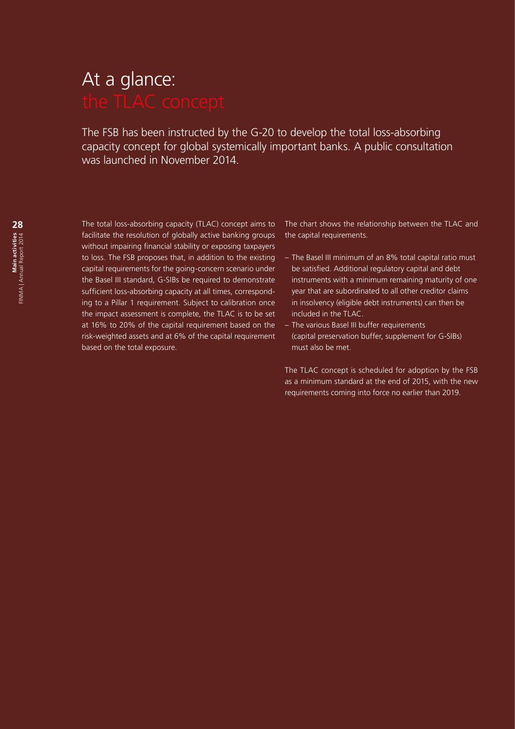# At a glance: the TLAC concept

The FSB has been instructed by the G-20 to develop the total loss-absorbing capacity concept for global systemically important banks. A public consultation was launched in November 2014.

The total loss-absorbing capacity (TLAC) concept aims to facilitate the resolution of globally active banking groups without impairing financial stability or exposing taxpayers to loss. The FSB proposes that, in addition to the existing capital requirements for the going-concern scenario under the Basel III standard, G-SIBs be required to demonstrate sufficient loss-absorbing capacity at all times, corresponding to a Pillar 1 requirement. Subject to calibration once the impact assessment is complete, the TLAC is to be set at 16% to 20% of the capital requirement based on the risk-weighted assets and at 6% of the capital requirement based on the total exposure.

The chart shows the relationship between the TLAC and the capital requirements.

- The Basel III minimum of an 8% total capital ratio must be satisfied. Additional regulatory capital and debt instruments with a minimum remaining maturity of one year that are subordinated to all other creditor claims in insolvency (eligible debt instruments) can then be included in the TLAC.
- The various Basel III buffer requirements (capital preservation buffer, supplement for G-SIBs) must also be met.

The TLAC concept is scheduled for adoption by the FSB as a minimum standard at the end of 2015, with the new requirements coming into force no earlier than 2019.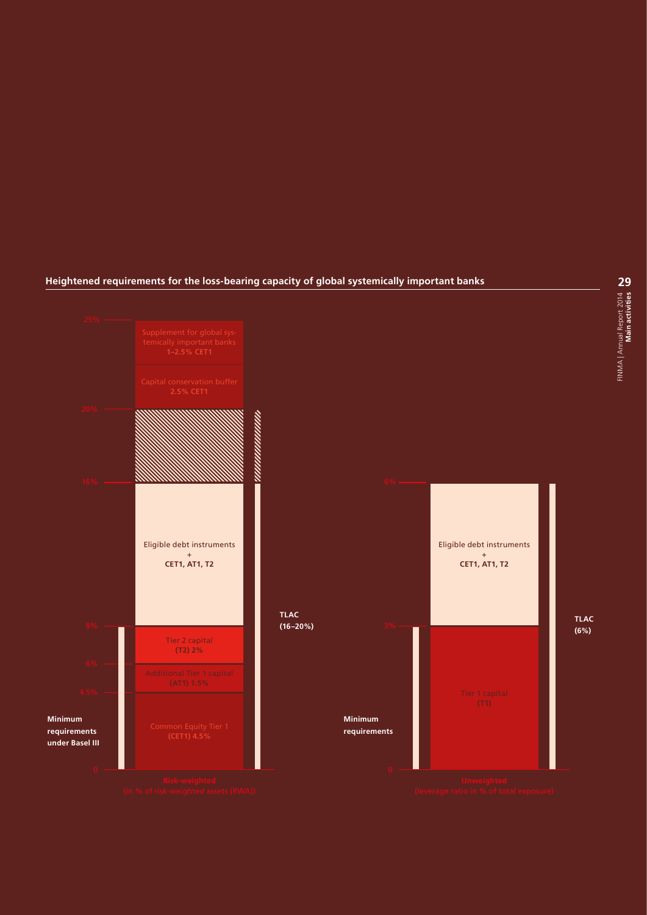**Heightened requirements for the loss-bearing capacity of global systemically important banks**

25%

Supplement for global systemically important banks
**1–2.5% CET1**

Capital conservation buffer
**2.5% CET1**

20%

16%

Eligible debt instruments
+
**CET1, AT1, T2**

**TLAC**
**(16–20%)**

8%

Tier 2 capital
**(T2) 2%**

6%

Additional Tier 1 capital
**(AT1) 1.5%**

4.5%

**Minimum requirements under Basel III**

Common Equity Tier 1
**(CET1) 4.5%**

0

**Risk-weighted**
(in % of risk-weighted assets [RWA])

6%

Eligible debt instruments
+
**CET1, AT1, T2**

**TLAC**
**(6%)**

3%

Tier 1 capital
**(T1)**

**Minimum requirements**

0

**Unweighted**
(leverage ratio in % of total exposure)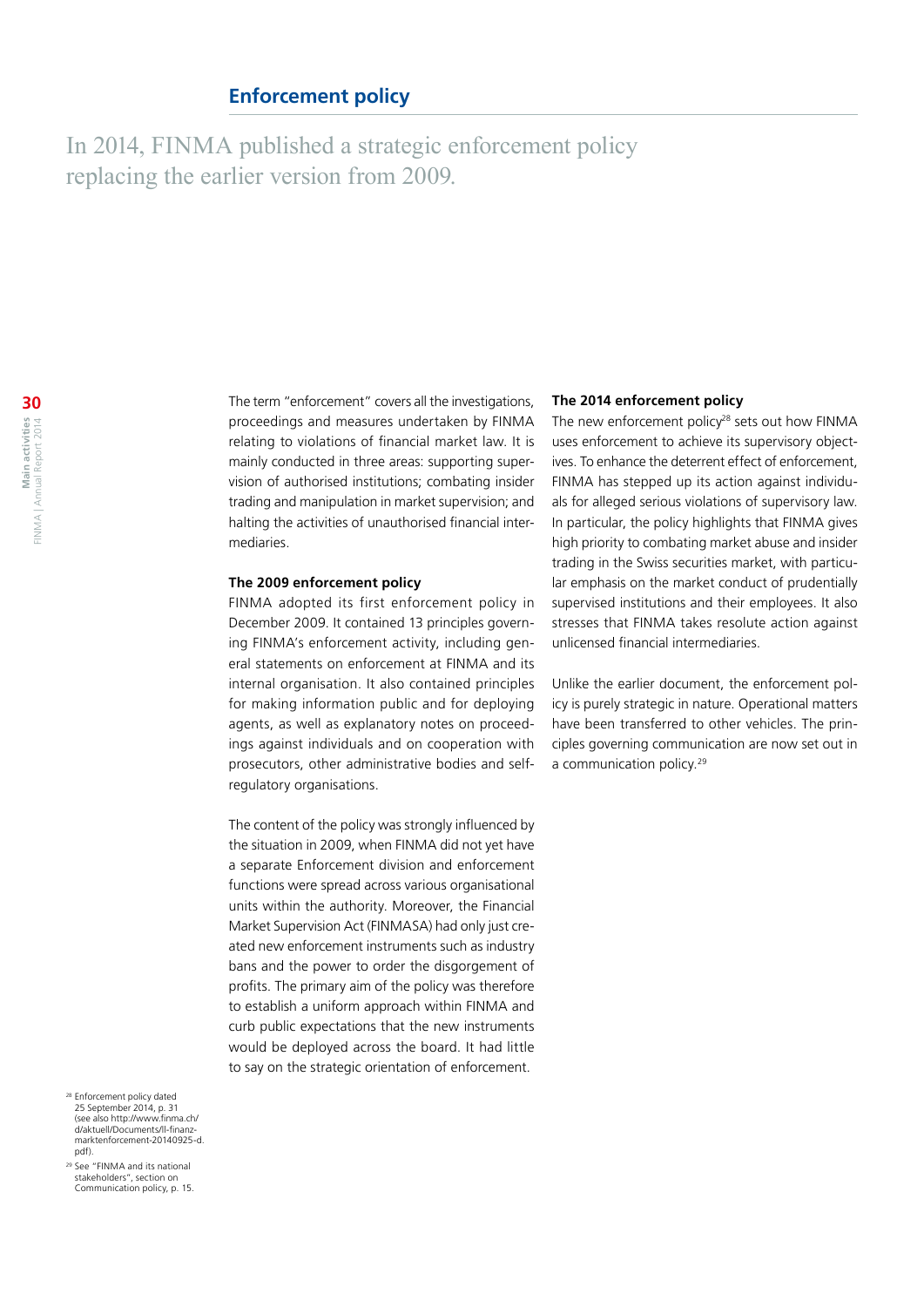## Enforcement policy

In 2014, FINMA published a strategic enforcement policy replacing the earlier version from 2009.

The term "enforcement" covers all the investigations, proceedings and measures undertaken by FINMA relating to violations of financial market law. It is mainly conducted in three areas: supporting supervision of authorised institutions; combating insider trading and manipulation in market supervision; and halting the activities of unauthorised financial intermediaries.

### The 2009 enforcement policy

FINMA adopted its first enforcement policy in December 2009. It contained 13 principles governing FINMA's enforcement activity, including general statements on enforcement at FINMA and its internal organisation. It also contained principles for making information public and for deploying agents, as well as explanatory notes on proceedings against individuals and on cooperation with prosecutors, other administrative bodies and self-regulatory organisations.

The content of the policy was strongly influenced by the situation in 2009, when FINMA did not yet have a separate Enforcement division and enforcement functions were spread across various organisational units within the authority. Moreover, the Financial Market Supervision Act (FINMASA) had only just created new enforcement instruments such as industry bans and the power to order the disgorgement of profits. The primary aim of the policy was therefore to establish a uniform approach within FINMA and curb public expectations that the new instruments would be deployed across the board. It had little to say on the strategic orientation of enforcement.

### The 2014 enforcement policy

The new enforcement policy[28] sets out how FINMA uses enforcement to achieve its supervisory objectives. To enhance the deterrent effect of enforcement, FINMA has stepped up its action against individuals for alleged serious violations of supervisory law. In particular, the policy highlights that FINMA gives high priority to combating market abuse and insider trading in the Swiss securities market, with particular emphasis on the market conduct of prudentially supervised institutions and their employees. It also stresses that FINMA takes resolute action against unlicensed financial intermediaries.

Unlike the earlier document, the enforcement policy is purely strategic in nature. Operational matters have been transferred to other vehicles. The principles governing communication are now set out in a communication policy.[29]

[28] Enforcement policy dated 25 September 2014, p. 31 (see also http://www.finma.ch/d/aktuell/Documents/ll-finanzmarktenforcement-20140925-d.pdf).

[29] See "FINMA and its national stakeholders", section on Communication policy, p. 15.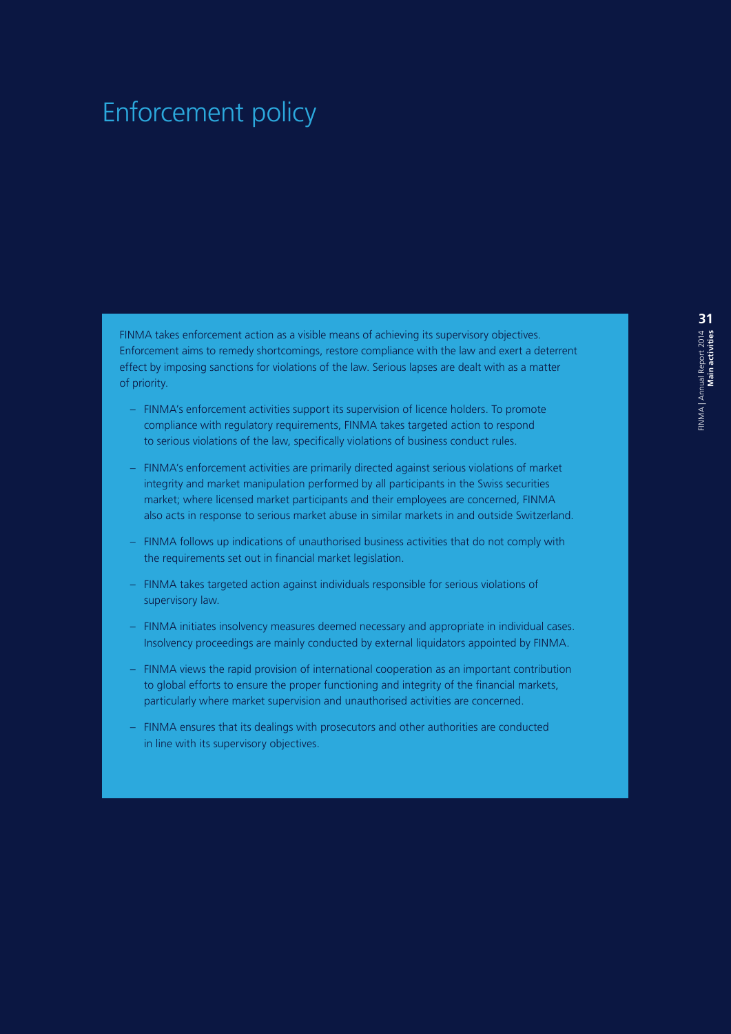# Enforcement policy

FINMA takes enforcement action as a visible means of achieving its supervisory objectives. Enforcement aims to remedy shortcomings, restore compliance with the law and exert a deterrent effect by imposing sanctions for violations of the law. Serious lapses are dealt with as a matter of priority.

- FINMA's enforcement activities support its supervision of licence holders. To promote compliance with regulatory requirements, FINMA takes targeted action to respond to serious violations of the law, specifically violations of business conduct rules.
- FINMA's enforcement activities are primarily directed against serious violations of market integrity and market manipulation performed by all participants in the Swiss securities market; where licensed market participants and their employees are concerned, FINMA also acts in response to serious market abuse in similar markets in and outside Switzerland.
- FINMA follows up indications of unauthorised business activities that do not comply with the requirements set out in financial market legislation.
- FINMA takes targeted action against individuals responsible for serious violations of supervisory law.
- FINMA initiates insolvency measures deemed necessary and appropriate in individual cases. Insolvency proceedings are mainly conducted by external liquidators appointed by FINMA.
- FINMA views the rapid provision of international cooperation as an important contribution to global efforts to ensure the proper functioning and integrity of the financial markets, particularly where market supervision and unauthorised activities are concerned.
- FINMA ensures that its dealings with prosecutors and other authorities are conducted in line with its supervisory objectives.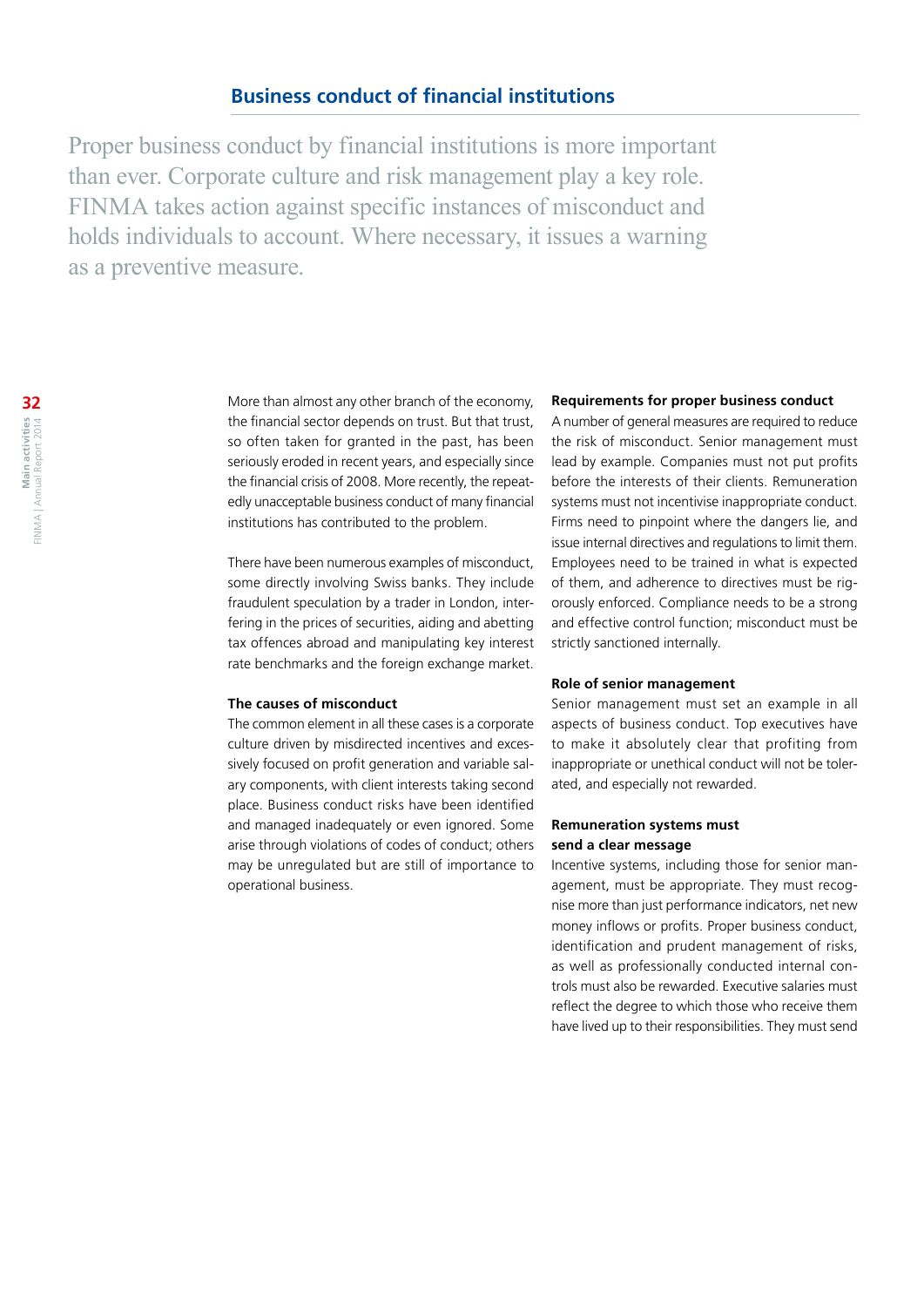## Business conduct of financial institutions

Proper business conduct by financial institutions is more important than ever. Corporate culture and risk management play a key role. FINMA takes action against specific instances of misconduct and holds individuals to account. Where necessary, it issues a warning as a preventive measure.

More than almost any other branch of the economy, the financial sector depends on trust. But that trust, so often taken for granted in the past, has been seriously eroded in recent years, and especially since the financial crisis of 2008. More recently, the repeatedly unacceptable business conduct of many financial institutions has contributed to the problem.

There have been numerous examples of misconduct, some directly involving Swiss banks. They include fraudulent speculation by a trader in London, interfering in the prices of securities, aiding and abetting tax offences abroad and manipulating key interest rate benchmarks and the foreign exchange market.

### The causes of misconduct

The common element in all these cases is a corporate culture driven by misdirected incentives and excessively focused on profit generation and variable salary components, with client interests taking second place. Business conduct risks have been identified and managed inadequately or even ignored. Some arise through violations of codes of conduct; others may be unregulated but are still of importance to operational business.

### Requirements for proper business conduct

A number of general measures are required to reduce the risk of misconduct. Senior management must lead by example. Companies must not put profits before the interests of their clients. Remuneration systems must not incentivise inappropriate conduct. Firms need to pinpoint where the dangers lie, and issue internal directives and regulations to limit them. Employees need to be trained in what is expected of them, and adherence to directives must be rigorously enforced. Compliance needs to be a strong and effective control function; misconduct must be strictly sanctioned internally.

### Role of senior management

Senior management must set an example in all aspects of business conduct. Top executives have to make it absolutely clear that profiting from inappropriate or unethical conduct will not be tolerated, and especially not rewarded.

### Remuneration systems must send a clear message

Incentive systems, including those for senior management, must be appropriate. They must recognise more than just performance indicators, net new money inflows or profits. Proper business conduct, identification and prudent management of risks, as well as professionally conducted internal controls must also be rewarded. Executive salaries must reflect the degree to which those who receive them have lived up to their responsibilities. They must send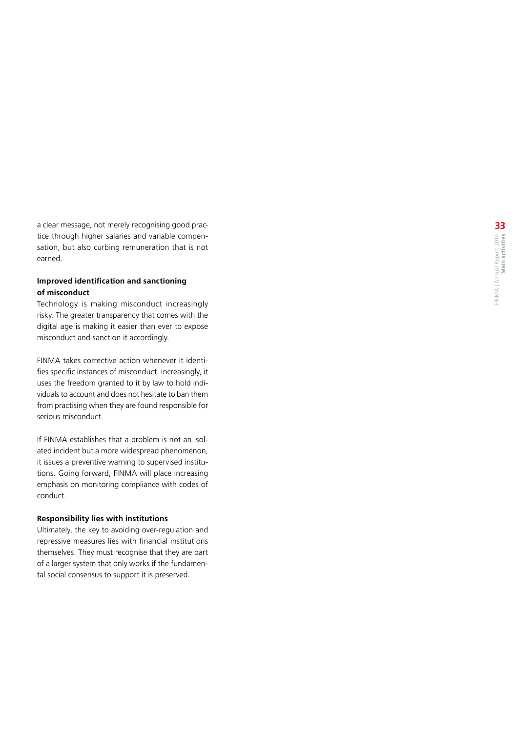a clear message, not merely recognising good practice through higher salaries and variable compensation, but also curbing remuneration that is not earned.

### Improved identification and sanctioning of misconduct

Technology is making misconduct increasingly risky. The greater transparency that comes with the digital age is making it easier than ever to expose misconduct and sanction it accordingly.

FINMA takes corrective action whenever it identifies specific instances of misconduct. Increasingly, it uses the freedom granted to it by law to hold individuals to account and does not hesitate to ban them from practising when they are found responsible for serious misconduct.

If FINMA establishes that a problem is not an isolated incident but a more widespread phenomenon, it issues a preventive warning to supervised institutions. Going forward, FINMA will place increasing emphasis on monitoring compliance with codes of conduct.

### Responsibility lies with institutions

Ultimately, the key to avoiding over-regulation and repressive measures lies with financial institutions themselves. They must recognise that they are part of a larger system that only works if the fundamental social consensus to support it is preserved.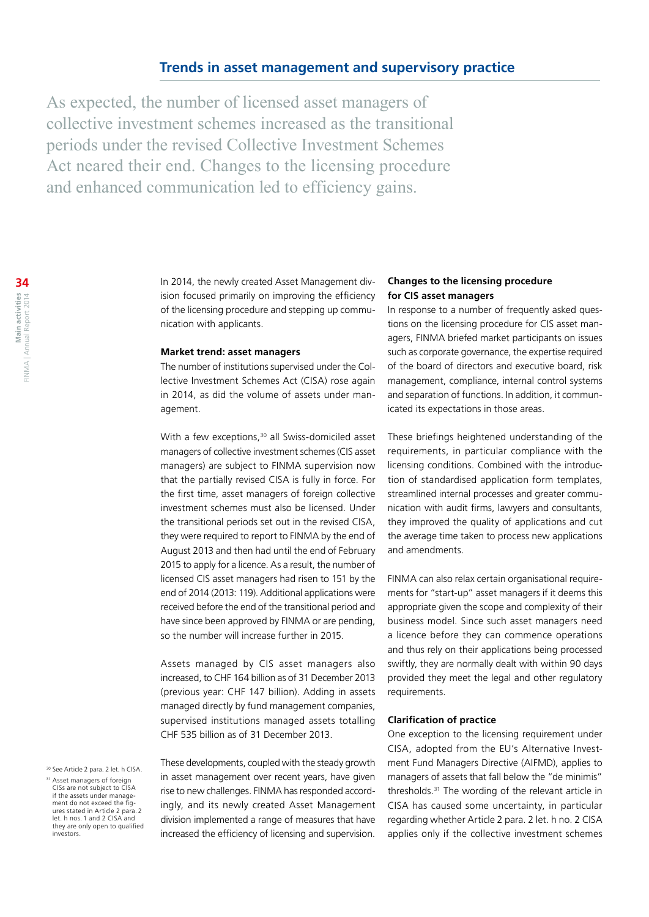## Trends in asset management and supervisory practice

As expected, the number of licensed asset managers of collective investment schemes increased as the transitional periods under the revised Collective Investment Schemes Act neared their end. Changes to the licensing procedure and enhanced communication led to efficiency gains.

In 2014, the newly created Asset Management division focused primarily on improving the efficiency of the licensing procedure and stepping up communication with applicants.

**Market trend: asset managers**

The number of institutions supervised under the Collective Investment Schemes Act (CISA) rose again in 2014, as did the volume of assets under management.

With a few exceptions,[30] all Swiss-domiciled asset managers of collective investment schemes (CIS asset managers) are subject to FINMA supervision now that the partially revised CISA is fully in force. For the first time, asset managers of foreign collective investment schemes must also be licensed. Under the transitional periods set out in the revised CISA, they were required to report to FINMA by the end of August 2013 and then had until the end of February 2015 to apply for a licence. As a result, the number of licensed CIS asset managers had risen to 151 by the end of 2014 (2013: 119). Additional applications were received before the end of the transitional period and have since been approved by FINMA or are pending, so the number will increase further in 2015.

Assets managed by CIS asset managers also increased, to CHF 164 billion as of 31 December 2013 (previous year: CHF 147 billion). Adding in assets managed directly by fund management companies, supervised institutions managed assets totalling CHF 535 billion as of 31 December 2013.

These developments, coupled with the steady growth in asset management over recent years, have given rise to new challenges. FINMA has responded accordingly, and its newly created Asset Management division implemented a range of measures that have increased the efficiency of licensing and supervision.

**Changes to the licensing procedure for CIS asset managers**

In response to a number of frequently asked questions on the licensing procedure for CIS asset managers, FINMA briefed market participants on issues such as corporate governance, the expertise required of the board of directors and executive board, risk management, compliance, internal control systems and separation of functions. In addition, it communicated its expectations in those areas.

These briefings heightened understanding of the requirements, in particular compliance with the licensing conditions. Combined with the introduction of standardised application form templates, streamlined internal processes and greater communication with audit firms, lawyers and consultants, they improved the quality of applications and cut the average time taken to process new applications and amendments.

FINMA can also relax certain organisational requirements for "start-up" asset managers if it deems this appropriate given the scope and complexity of their business model. Since such asset managers need a licence before they can commence operations and thus rely on their applications being processed swiftly, they are normally dealt with within 90 days provided they meet the legal and other regulatory requirements.

**Clarification of practice**

One exception to the licensing requirement under CISA, adopted from the EU's Alternative Investment Fund Managers Directive (AIFMD), applies to managers of assets that fall below the "de minimis" thresholds.[31] The wording of the relevant article in CISA has caused some uncertainty, in particular regarding whether Article 2 para. 2 let. h no. 2 CISA applies only if the collective investment schemes

[30] See Article 2 para. 2 let. h CISA.

[31] Asset managers of foreign CISs are not subject to CISA if the assets under management do not exceed the figures stated in Article 2 para. 2 let. h nos. 1 and 2 CISA and they are only open to qualified investors.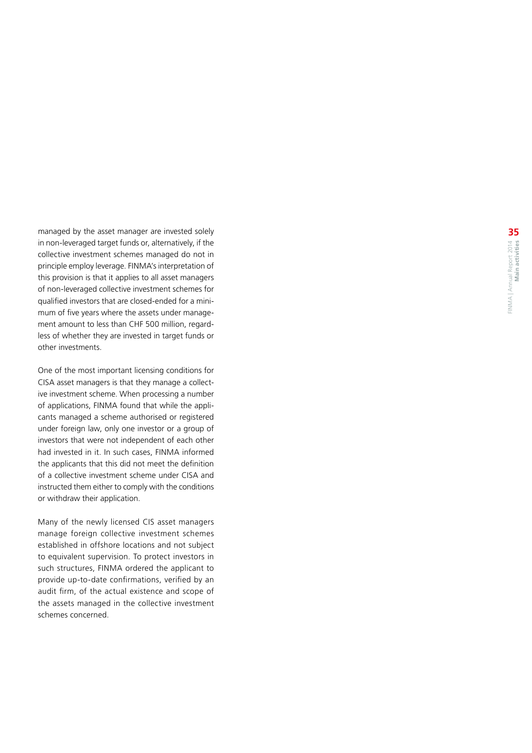managed by the asset manager are invested solely in non-leveraged target funds or, alternatively, if the collective investment schemes managed do not in principle employ leverage. FINMA's interpretation of this provision is that it applies to all asset managers of non-leveraged collective investment schemes for qualified investors that are closed-ended for a minimum of five years where the assets under management amount to less than CHF 500 million, regardless of whether they are invested in target funds or other investments.

One of the most important licensing conditions for CISA asset managers is that they manage a collective investment scheme. When processing a number of applications, FINMA found that while the applicants managed a scheme authorised or registered under foreign law, only one investor or a group of investors that were not independent of each other had invested in it. In such cases, FINMA informed the applicants that this did not meet the definition of a collective investment scheme under CISA and instructed them either to comply with the conditions or withdraw their application.

Many of the newly licensed CIS asset managers manage foreign collective investment schemes established in offshore locations and not subject to equivalent supervision. To protect investors in such structures, FINMA ordered the applicant to provide up-to-date confirmations, verified by an audit firm, of the actual existence and scope of the assets managed in the collective investment schemes concerned.